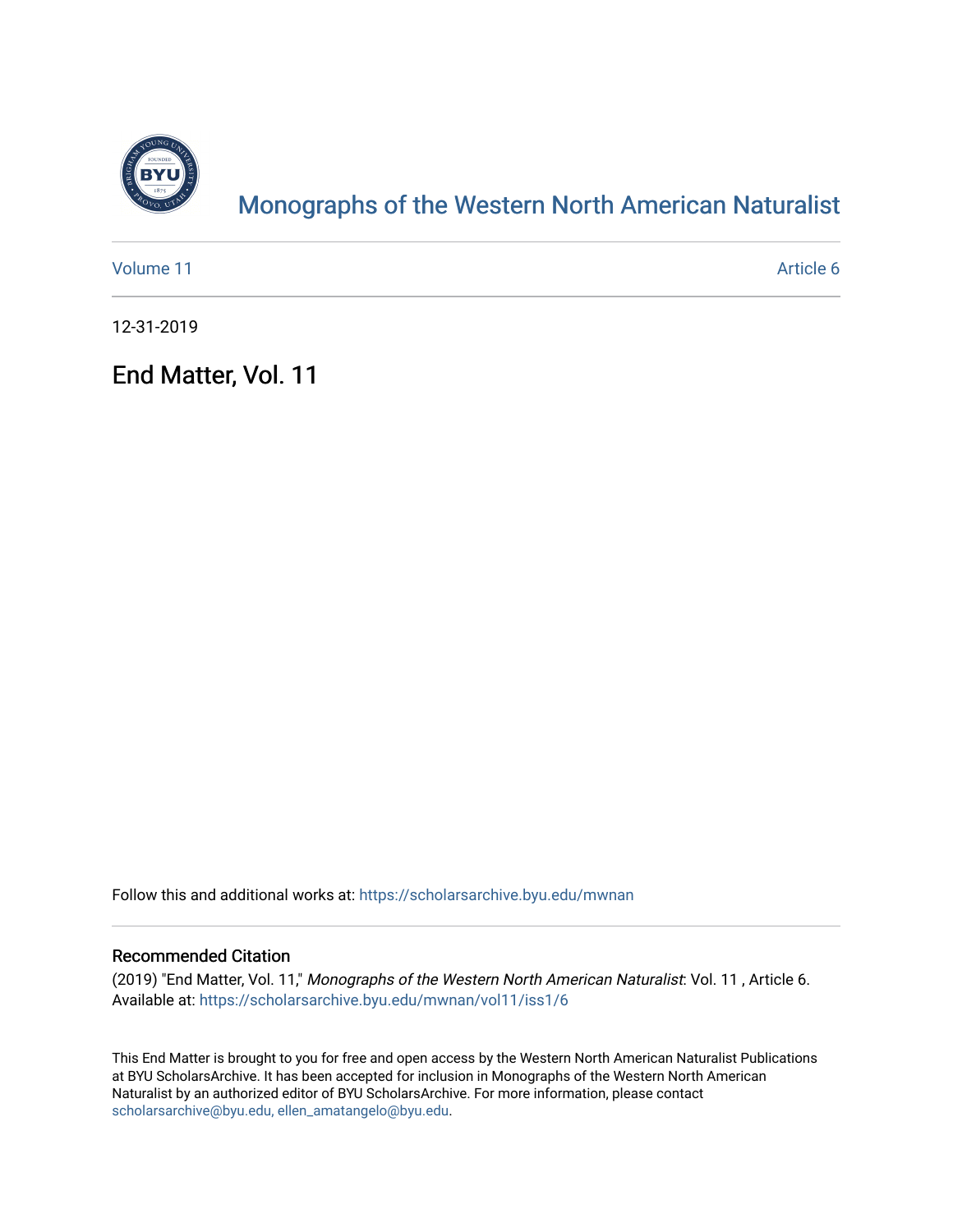# Monographs of the Western North American Naturalist

Volume 11 | Article 6

12-31-2019

## End Matter, Vol. 11

Follow this and additional works at: https://scholarsarchive.byu.edu/mwnan

### Recommended Citation

(2019) "End Matter, Vol. 11," *Monographs of the Western North American Naturalist*: Vol. 11 , Article 6.
Available at: https://scholarsarchive.byu.edu/mwnan/vol11/iss1/6

This End Matter is brought to you for free and open access by the Western North American Naturalist Publications at BYU ScholarsArchive. It has been accepted for inclusion in Monographs of the Western North American Naturalist by an authorized editor of BYU ScholarsArchive. For more information, please contact scholarsarchive@byu.edu, ellen_amatangelo@byu.edu.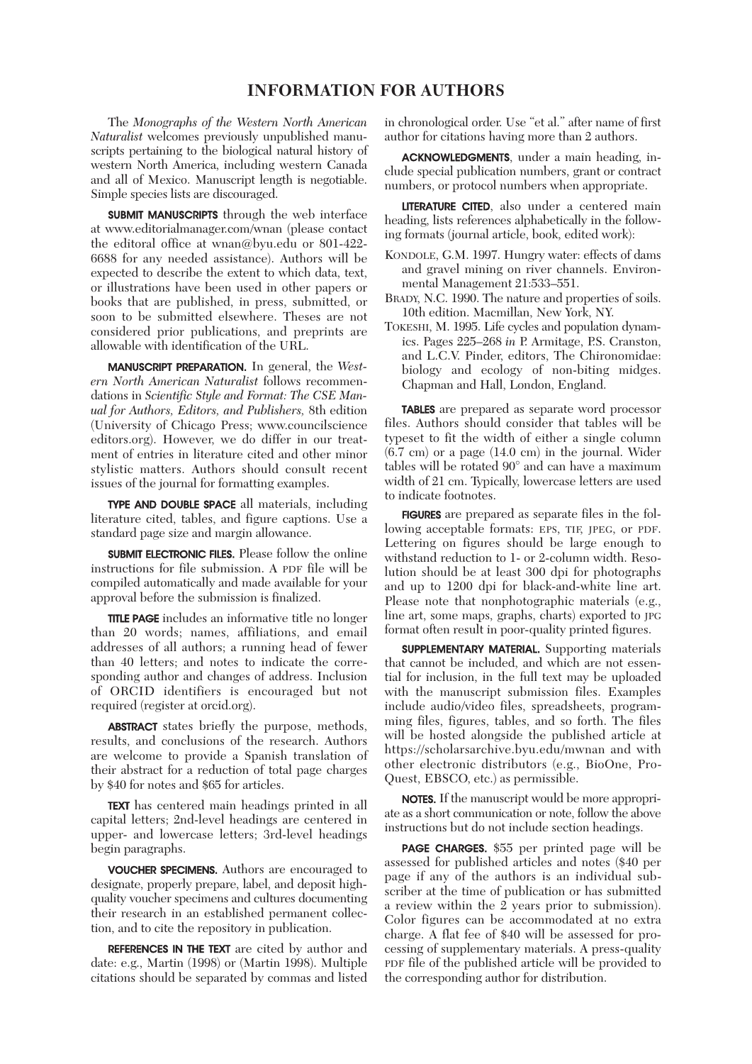# INFORMATION FOR AUTHORS

The *Monographs of the Western North American Naturalist* welcomes previously unpublished manuscripts pertaining to the biological natural history of western North America, including western Canada and all of Mexico. Manuscript length is negotiable. Simple species lists are discouraged.

**SUBMIT MANUSCRIPTS** through the web interface at www.editorialmanager.com/wnan (please contact the editoral office at wnan@byu.edu or 801-422-6688 for any needed assistance). Authors will be expected to describe the extent to which data, text, or illustrations have been used in other papers or books that are published, in press, submitted, or soon to be submitted elsewhere. Theses are not considered prior publications, and preprints are allowable with identification of the URL.

**MANUSCRIPT PREPARATION.** In general, the *Western North American Naturalist* follows recommendations in *Scientific Style and Format: The CSE Manual for Authors, Editors, and Publishers,* 8th edition (University of Chicago Press; www.councilscienceeditors.org). However, we do differ in our treatment of entries in literature cited and other minor stylistic matters. Authors should consult recent issues of the journal for formatting examples.

**TYPE AND DOUBLE SPACE** all materials, including literature cited, tables, and figure captions. Use a standard page size and margin allowance.

**SUBMIT ELECTRONIC FILES.** Please follow the online instructions for file submission. A PDF file will be compiled automatically and made available for your approval before the submission is finalized.

**TITLE PAGE** includes an informative title no longer than 20 words; names, affiliations, and email addresses of all authors; a running head of fewer than 40 letters; and notes to indicate the corresponding author and changes of address. Inclusion of ORCID identifiers is encouraged but not required (register at orcid.org).

**ABSTRACT** states briefly the purpose, methods, results, and conclusions of the research. Authors are welcome to provide a Spanish translation of their abstract for a reduction of total page charges by $40 for notes and $65 for articles.

**TEXT** has centered main headings printed in all capital letters; 2nd-level headings are centered in upper- and lowercase letters; 3rd-level headings begin paragraphs.

**VOUCHER SPECIMENS.** Authors are encouraged to designate, properly prepare, label, and deposit high-quality voucher specimens and cultures documenting their research in an established permanent collection, and to cite the repository in publication.

**REFERENCES IN THE TEXT** are cited by author and date: e.g., Martin (1998) or (Martin 1998). Multiple citations should be separated by commas and listed in chronological order. Use "et al." after name of first author for citations having more than 2 authors.

**ACKNOWLEDGMENTS**, under a main heading, include special publication numbers, grant or contract numbers, or protocol numbers when appropriate.

**LITERATURE CITED**, also under a centered main heading, lists references alphabetically in the following formats (journal article, book, edited work):

KONDOLE, G.M. 1997. Hungry water: effects of dams and gravel mining on river channels. Environmental Management 21:533–551.

BRADY, N.C. 1990. The nature and properties of soils. 10th edition. Macmillan, New York, NY.

TOKESHI, M. 1995. Life cycles and population dynamics. Pages 225–268 *in* P. Armitage, P.S. Cranston, and L.C.V. Pinder, editors, The Chironomidae: biology and ecology of non-biting midges. Chapman and Hall, London, England.

**TABLES** are prepared as separate word processor files. Authors should consider that tables will be typeset to fit the width of either a single column (6.7 cm) or a page (14.0 cm) in the journal. Wider tables will be rotated 90° and can have a maximum width of 21 cm. Typically, lowercase letters are used to indicate footnotes.

**FIGURES** are prepared as separate files in the following acceptable formats: EPS, TIF, JPEG, or PDF. Lettering on figures should be large enough to withstand reduction to 1- or 2-column width. Resolution should be at least 300 dpi for photographs and up to 1200 dpi for black-and-white line art. Please note that nonphotographic materials (e.g., line art, some maps, graphs, charts) exported to JPG format often result in poor-quality printed figures.

**SUPPLEMENTARY MATERIAL.** Supporting materials that cannot be included, and which are not essential for inclusion, in the full text may be uploaded with the manuscript submission files. Examples include audio/video files, spreadsheets, programming files, figures, tables, and so forth. The files will be hosted alongside the published article at https://scholarsarchive.byu.edu/mwnan and with other electronic distributors (e.g., BioOne, ProQuest, EBSCO, etc.) as permissible.

**NOTES.** If the manuscript would be more appropriate as a short communication or note, follow the above instructions but do not include section headings.

**PAGE CHARGES.** $55 per printed page will be assessed for published articles and notes ($40 per page if any of the authors is an individual subscriber at the time of publication or has submitted a review within the 2 years prior to submission). Color figures can be accommodated at no extra charge. A flat fee of $40 will be assessed for processing of supplementary materials. A press-quality PDF file of the published article will be provided to the corresponding author for distribution.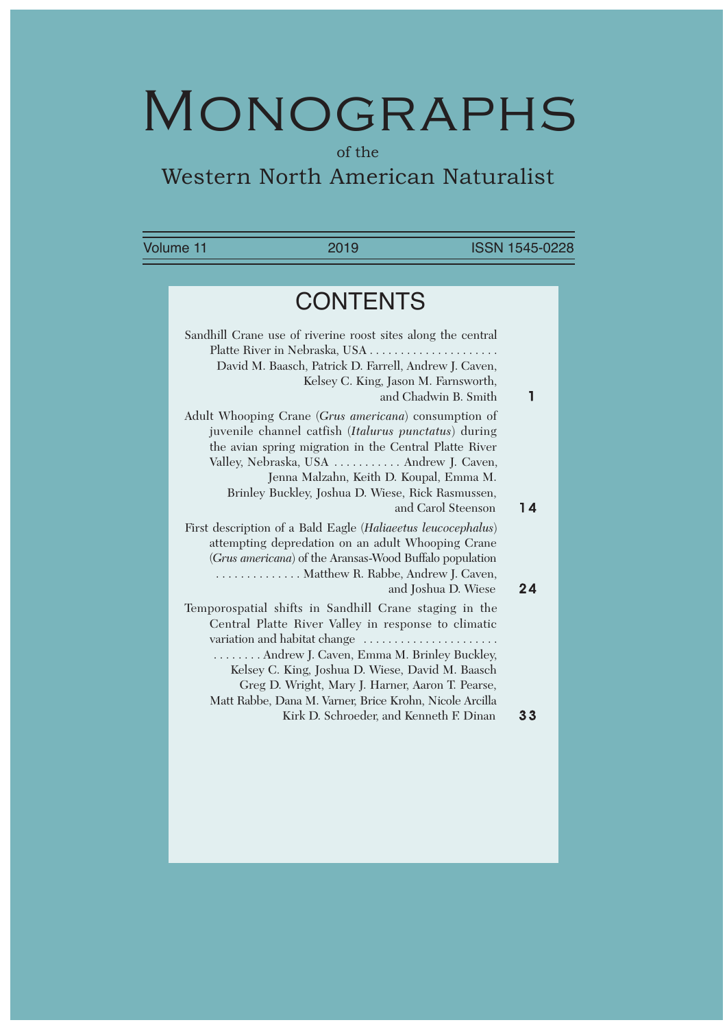# Monographs

of the

Western North American Naturalist

Volume 11 | 2019 | ISSN 1545-0228

## CONTENTS

Sandhill Crane use of riverine roost sites along the central Platte River in Nebraska, USA . . . . . . . . . . . . . . . . . . . . . David M. Baasch, Patrick D. Farrell, Andrew J. Caven, Kelsey C. King, Jason M. Farnsworth, and Chadwin B. Smith **1**

Adult Whooping Crane (*Grus americana*) consumption of juvenile channel catfish (*Italurus punctatus*) during the avian spring migration in the Central Platte River Valley, Nebraska, USA . . . . . . . . . . . Andrew J. Caven, Jenna Malzahn, Keith D. Koupal, Emma M. Brinley Buckley, Joshua D. Wiese, Rick Rasmussen, and Carol Steenson **14**

First description of a Bald Eagle (*Haliaeetus leucocephalus*) attempting depredation on an adult Whooping Crane (*Grus americana*) of the Aransas-Wood Buffalo population . . . . . . . . . . . . . . Matthew R. Rabbe, Andrew J. Caven, and Joshua D. Wiese **24**

Temporospatial shifts in Sandhill Crane staging in the Central Platte River Valley in response to climatic variation and habitat change . . . . . . . . . . . . . . . . . . . . . . . . . . . . . . Andrew J. Caven, Emma M. Brinley Buckley, Kelsey C. King, Joshua D. Wiese, David M. Baasch Greg D. Wright, Mary J. Harner, Aaron T. Pearse, Matt Rabbe, Dana M. Varner, Brice Krohn, Nicole Arcilla Kirk D. Schroeder, and Kenneth F. Dinan **33**